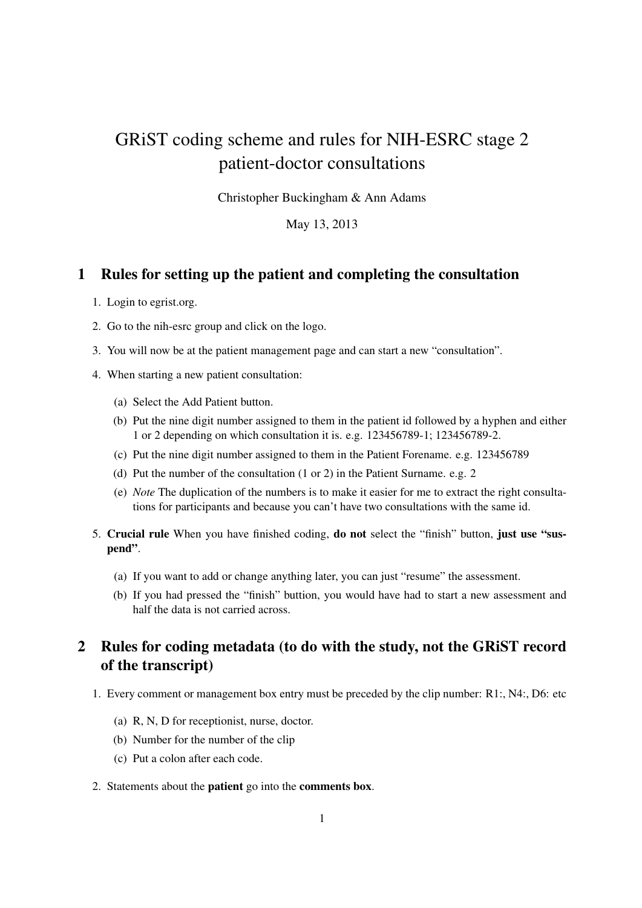# GRiST coding scheme and rules for NIH-ESRC stage 2 patient-doctor consultations

Christopher Buckingham & Ann Adams

May 13, 2013

## 1 Rules for setting up the patient and completing the consultation

1. Login to egrist.org.
2. Go to the nih-esrc group and click on the logo.
3. You will now be at the patient management page and can start a new "consultation".
4. When starting a new patient consultation:
   (a) Select the Add Patient button.
   (b) Put the nine digit number assigned to them in the patient id followed by a hyphen and either 1 or 2 depending on which consultation it is. e.g. 123456789-1; 123456789-2.
   (c) Put the nine digit number assigned to them in the Patient Forename. e.g. 123456789
   (d) Put the number of the consultation (1 or 2) in the Patient Surname. e.g. 2
   (e) *Note* The duplication of the numbers is to make it easier for me to extract the right consultations for participants and because you can't have two consultations with the same id.
5. **Crucial rule** When you have finished coding, **do not** select the "finish" button, **just use "suspend"**.
   (a) If you want to add or change anything later, you can just "resume" the assessment.
   (b) If you had pressed the "finish" buttion, you would have had to start a new assessment and half the data is not carried across.

## 2 Rules for coding metadata (to do with the study, not the GRiST record of the transcript)

1. Every comment or management box entry must be preceded by the clip number: R1:, N4:, D6: etc
   (a) R, N, D for receptionist, nurse, doctor.
   (b) Number for the number of the clip
   (c) Put a colon after each code.
2. Statements about the **patient** go into the **comments box**.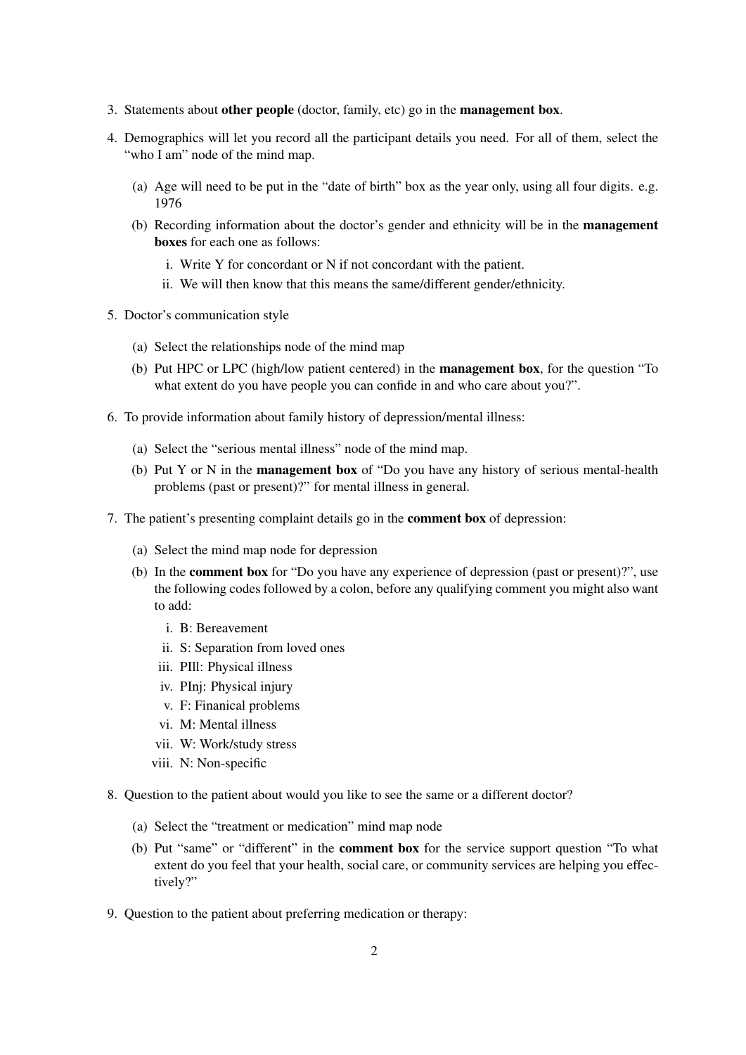3. Statements about **other people** (doctor, family, etc) go in the **management box**.
4. Demographics will let you record all the participant details you need. For all of them, select the "who I am" node of the mind map.
   (a) Age will need to be put in the "date of birth" box as the year only, using all four digits. e.g. 1976
   (b) Recording information about the doctor's gender and ethnicity will be in the **management boxes** for each one as follows:
      i. Write Y for concordant or N if not concordant with the patient.
      ii. We will then know that this means the same/different gender/ethnicity.
5. Doctor's communication style
   (a) Select the relationships node of the mind map
   (b) Put HPC or LPC (high/low patient centered) in the **management box**, for the question "To what extent do you have people you can confide in and who care about you?".
6. To provide information about family history of depression/mental illness:
   (a) Select the "serious mental illness" node of the mind map.
   (b) Put Y or N in the **management box** of "Do you have any history of serious mental-health problems (past or present)?" for mental illness in general.
7. The patient's presenting complaint details go in the **comment box** of depression:
   (a) Select the mind map node for depression
   (b) In the **comment box** for "Do you have any experience of depression (past or present)?", use the following codes followed by a colon, before any qualifying comment you might also want to add:
      i. B: Bereavement
      ii. S: Separation from loved ones
      iii. PIll: Physical illness
      iv. PInj: Physical injury
      v. F: Finanical problems
      vi. M: Mental illness
      vii. W: Work/study stress
      viii. N: Non-specific
8. Question to the patient about would you like to see the same or a different doctor?
   (a) Select the "treatment or medication" mind map node
   (b) Put "same" or "different" in the **comment box** for the service support question "To what extent do you feel that your health, social care, or community services are helping you effectively?"
9. Question to the patient about preferring medication or therapy: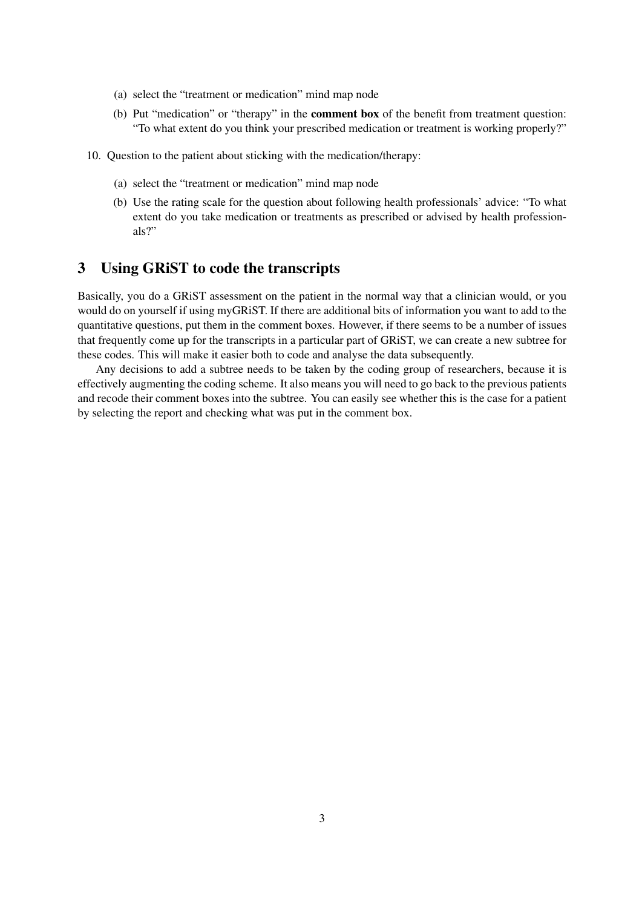(a) select the "treatment or medication" mind map node

(b) Put "medication" or "therapy" in the **comment box** of the benefit from treatment question: "To what extent do you think your prescribed medication or treatment is working properly?"

10. Question to the patient about sticking with the medication/therapy:

    (a) select the "treatment or medication" mind map node

    (b) Use the rating scale for the question about following health professionals' advice: "To what extent do you take medication or treatments as prescribed or advised by health professionals?"

## 3 Using GRiST to code the transcripts

Basically, you do a GRiST assessment on the patient in the normal way that a clinician would, or you would do on yourself if using myGRiST. If there are additional bits of information you want to add to the quantitative questions, put them in the comment boxes. However, if there seems to be a number of issues that frequently come up for the transcripts in a particular part of GRiST, we can create a new subtree for these codes. This will make it easier both to code and analyse the data subsequently.

Any decisions to add a subtree needs to be taken by the coding group of researchers, because it is effectively augmenting the coding scheme. It also means you will need to go back to the previous patients and recode their comment boxes into the subtree. You can easily see whether this is the case for a patient by selecting the report and checking what was put in the comment box.